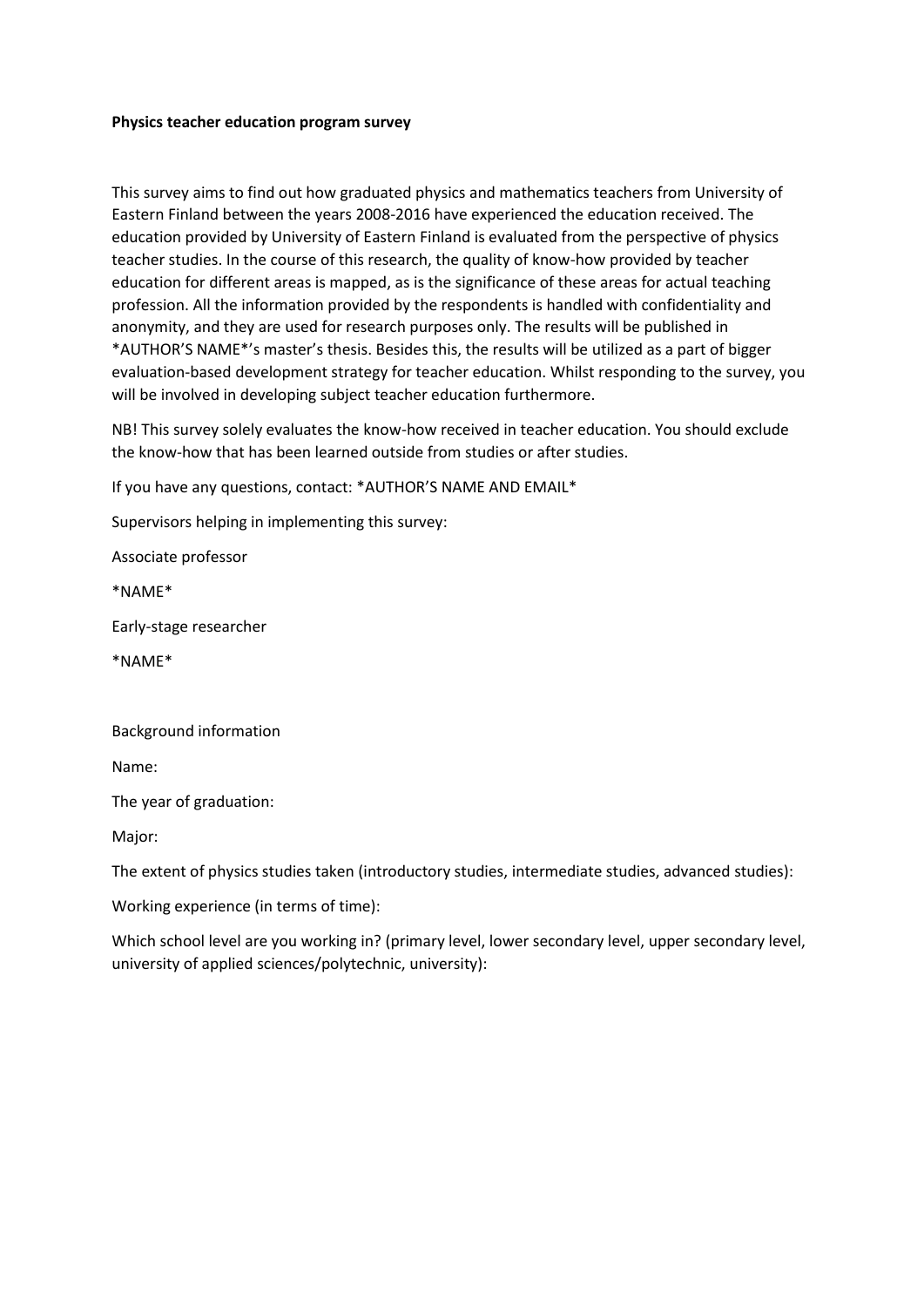**Physics teacher education program survey**

This survey aims to find out how graduated physics and mathematics teachers from University of Eastern Finland between the years 2008-2016 have experienced the education received. The education provided by University of Eastern Finland is evaluated from the perspective of physics teacher studies. In the course of this research, the quality of know-how provided by teacher education for different areas is mapped, as is the significance of these areas for actual teaching profession. All the information provided by the respondents is handled with confidentiality and anonymity, and they are used for research purposes only. The results will be published in *AUTHOR'S NAME*'s master's thesis. Besides this, the results will be utilized as a part of bigger evaluation-based development strategy for teacher education. Whilst responding to the survey, you will be involved in developing subject teacher education furthermore.

NB! This survey solely evaluates the know-how received in teacher education. You should exclude the know-how that has been learned outside from studies or after studies.

If you have any questions, contact: *AUTHOR'S NAME AND EMAIL*

Supervisors helping in implementing this survey:

Associate professor

*NAME*

Early-stage researcher

*NAME*

Background information

Name:

The year of graduation:

Major:

The extent of physics studies taken (introductory studies, intermediate studies, advanced studies):

Working experience (in terms of time):

Which school level are you working in? (primary level, lower secondary level, upper secondary level, university of applied sciences/polytechnic, university):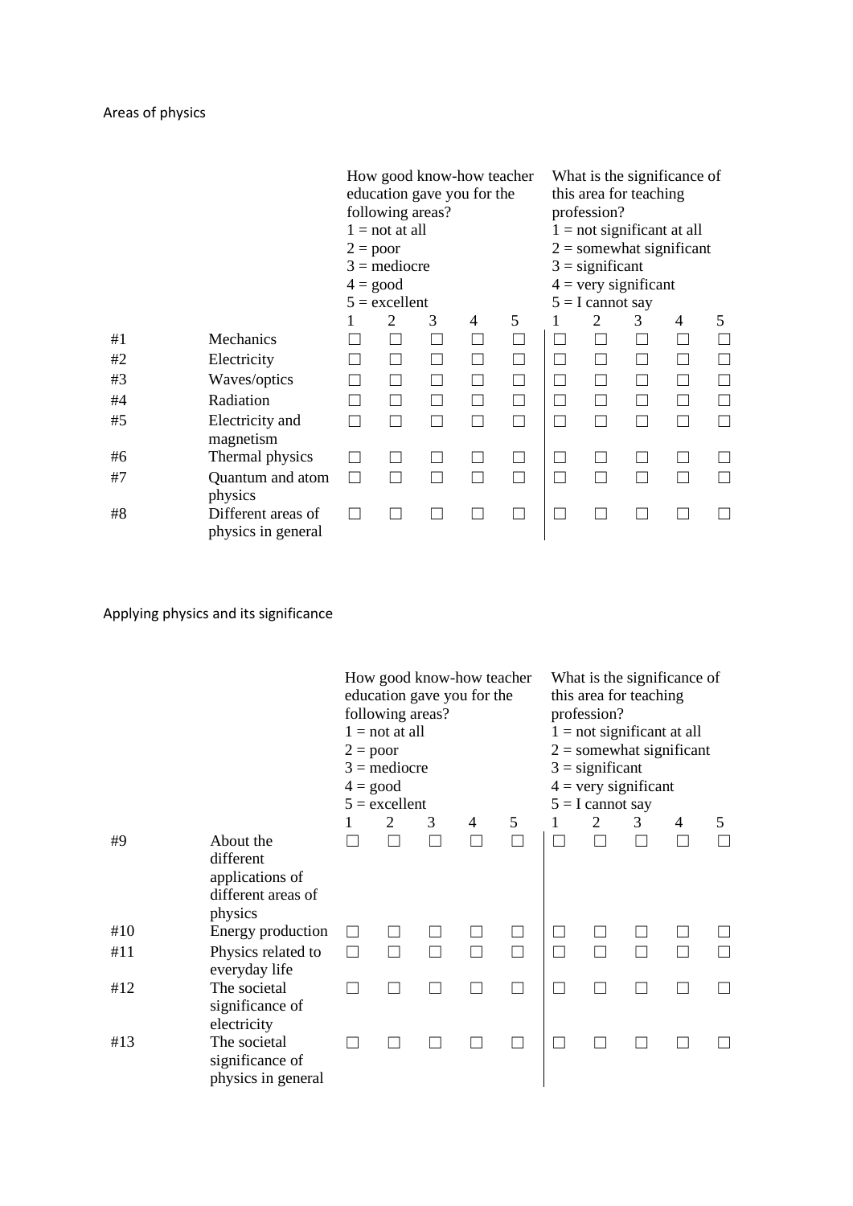Areas of physics

| | | How good know-how teacher education gave you for the following areas?<br>1 = not at all<br>2 = poor<br>3 = mediocre<br>4 = good<br>5 = excellent | | | | | What is the significance of this area for teaching profession?<br>1 = not significant at all<br>2 = somewhat significant<br>3 = significant<br>4 = very significant<br>5 = I cannot say | | | | |
|---|---|---|---|---|---|---|---|---|---|---|---|
| | | 1 | 2 | 3 | 4 | 5 | 1 | 2 | 3 | 4 | 5 |
| #1 | Mechanics | ☐ | ☐ | ☐ | ☐ | ☐ | ☐ | ☐ | ☐ | ☐ | ☐ |
| #2 | Electricity | ☐ | ☐ | ☐ | ☐ | ☐ | ☐ | ☐ | ☐ | ☐ | ☐ |
| #3 | Waves/optics | ☐ | ☐ | ☐ | ☐ | ☐ | ☐ | ☐ | ☐ | ☐ | ☐ |
| #4 | Radiation | ☐ | ☐ | ☐ | ☐ | ☐ | ☐ | ☐ | ☐ | ☐ | ☐ |
| #5 | Electricity and magnetism | ☐ | ☐ | ☐ | ☐ | ☐ | ☐ | ☐ | ☐ | ☐ | ☐ |
| #6 | Thermal physics | ☐ | ☐ | ☐ | ☐ | ☐ | ☐ | ☐ | ☐ | ☐ | ☐ |
| #7 | Quantum and atom physics | ☐ | ☐ | ☐ | ☐ | ☐ | ☐ | ☐ | ☐ | ☐ | ☐ |
| #8 | Different areas of physics in general | ☐ | ☐ | ☐ | ☐ | ☐ | ☐ | ☐ | ☐ | ☐ | ☐ |

Applying physics and its significance

| | | How good know-how teacher education gave you for the following areas?<br>1 = not at all<br>2 = poor<br>3 = mediocre<br>4 = good<br>5 = excellent | | | | | What is the significance of this area for teaching profession?<br>1 = not significant at all<br>2 = somewhat significant<br>3 = significant<br>4 = very significant<br>5 = I cannot say | | | | |
|---|---|---|---|---|---|---|---|---|---|---|---|
| | | 1 | 2 | 3 | 4 | 5 | 1 | 2 | 3 | 4 | 5 |
| #9 | About the different applications of different areas of physics | ☐ | ☐ | ☐ | ☐ | ☐ | ☐ | ☐ | ☐ | ☐ | ☐ |
| #10 | Energy production | ☐ | ☐ | ☐ | ☐ | ☐ | ☐ | ☐ | ☐ | ☐ | ☐ |
| #11 | Physics related to everyday life | ☐ | ☐ | ☐ | ☐ | ☐ | ☐ | ☐ | ☐ | ☐ | ☐ |
| #12 | The societal significance of electricity | ☐ | ☐ | ☐ | ☐ | ☐ | ☐ | ☐ | ☐ | ☐ | ☐ |
| #13 | The societal significance of physics in general | ☐ | ☐ | ☐ | ☐ | ☐ | ☐ | ☐ | ☐ | ☐ | ☐ |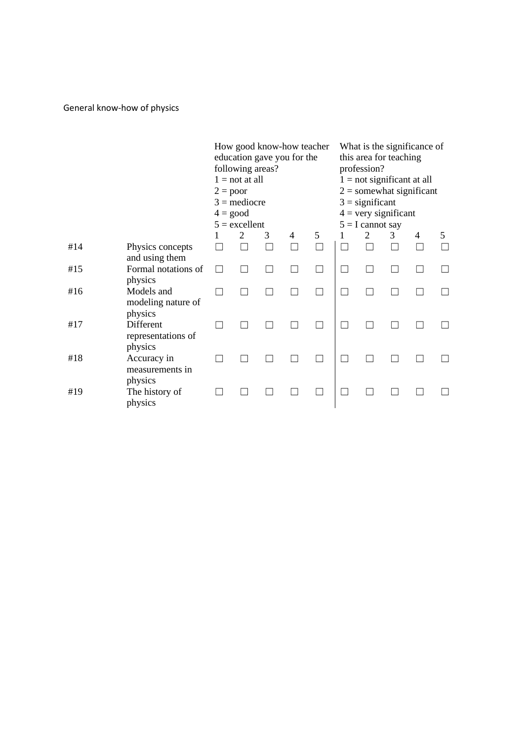General know-how of physics

| | | How good know-how teacher education gave you for the following areas?<br>1 = not at all<br>2 = poor<br>3 = mediocre<br>4 = good<br>5 = excellent | | | | | What is the significance of this area for teaching profession?<br>1 = not significant at all<br>2 = somewhat significant<br>3 = significant<br>4 = very significant<br>5 = I cannot say | | | | |
|---|---|---|---|---|---|---|---|---|---|---|---|
| | | 1 | 2 | 3 | 4 | 5 | 1 | 2 | 3 | 4 | 5 |
| #14 | Physics concepts and using them | ☐ | ☐ | ☐ | ☐ | ☐ | ☐ | ☐ | ☐ | ☐ | ☐ |
| #15 | Formal notations of physics | ☐ | ☐ | ☐ | ☐ | ☐ | ☐ | ☐ | ☐ | ☐ | ☐ |
| #16 | Models and modeling nature of physics | ☐ | ☐ | ☐ | ☐ | ☐ | ☐ | ☐ | ☐ | ☐ | ☐ |
| #17 | Different representations of physics | ☐ | ☐ | ☐ | ☐ | ☐ | ☐ | ☐ | ☐ | ☐ | ☐ |
| #18 | Accuracy in measurements in physics | ☐ | ☐ | ☐ | ☐ | ☐ | ☐ | ☐ | ☐ | ☐ | ☐ |
| #19 | The history of physics | ☐ | ☐ | ☐ | ☐ | ☐ | ☐ | ☐ | ☐ | ☐ | ☐ |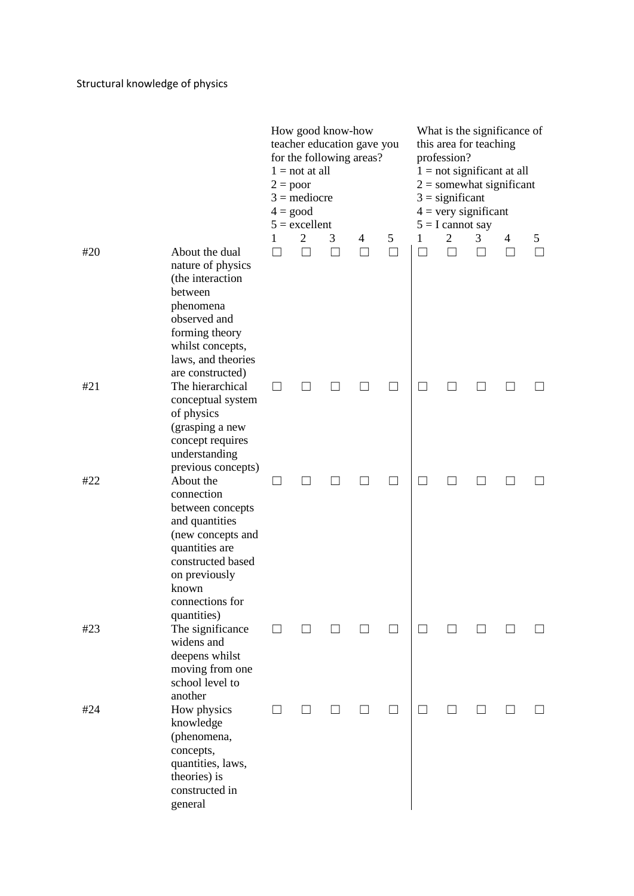Structural knowledge of physics

| | | How good know-how teacher education gave you for the following areas?<br>1 = not at all<br>2 = poor<br>3 = mediocre<br>4 = good<br>5 = excellent | | | | | What is the significance of this area for teaching profession?<br>1 = not significant at all<br>2 = somewhat significant<br>3 = significant<br>4 = very significant<br>5 = I cannot say | | | | |
|---|---|---|---|---|---|---|---|---|---|---|---|
| | | 1 | 2 | 3 | 4 | 5 | 1 | 2 | 3 | 4 | 5 |
| #20 | About the dual nature of physics (the interaction between phenomena observed and forming theory whilst concepts, laws, and theories are constructed) | ☐ | ☐ | ☐ | ☐ | ☐ | ☐ | ☐ | ☐ | ☐ | ☐ |
| #21 | The hierarchical conceptual system of physics (grasping a new concept requires understanding previous concepts) | ☐ | ☐ | ☐ | ☐ | ☐ | ☐ | ☐ | ☐ | ☐ | ☐ |
| #22 | About the connection between concepts and quantities (new concepts and quantities are constructed based on previously known connections for quantities) | ☐ | ☐ | ☐ | ☐ | ☐ | ☐ | ☐ | ☐ | ☐ | ☐ |
| #23 | The significance widens and deepens whilst moving from one school level to another | ☐ | ☐ | ☐ | ☐ | ☐ | ☐ | ☐ | ☐ | ☐ | ☐ |
| #24 | How physics knowledge (phenomena, concepts, quantities, laws, theories) is constructed in general | ☐ | ☐ | ☐ | ☐ | ☐ | ☐ | ☐ | ☐ | ☐ | ☐ |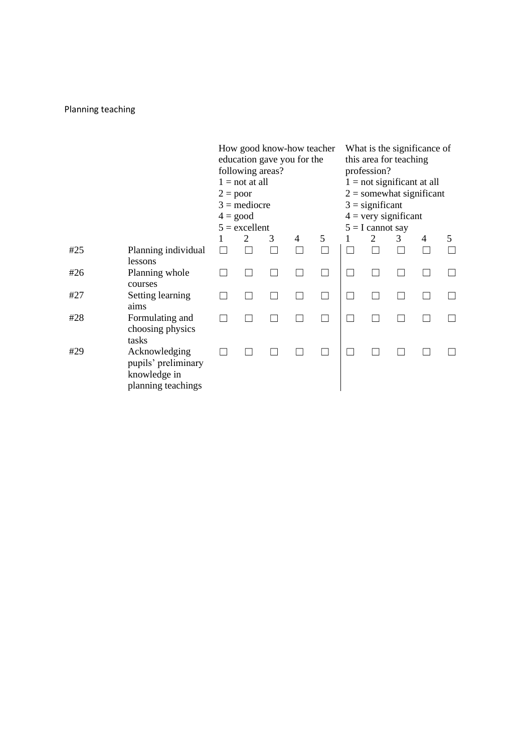Planning teaching

| | | How good know-how teacher education gave you for the following areas?<br>1 = not at all<br>2 = poor<br>3 = mediocre<br>4 = good<br>5 = excellent | | | | | What is the significance of this area for teaching profession?<br>1 = not significant at all<br>2 = somewhat significant<br>3 = significant<br>4 = very significant<br>5 = I cannot say | | | | |
|---|---|---|---|---|---|---|---|---|---|---|---|
| | | 1 | 2 | 3 | 4 | 5 | 1 | 2 | 3 | 4 | 5 |
| #25 | Planning individual lessons | ☐ | ☐ | ☐ | ☐ | ☐ | ☐ | ☐ | ☐ | ☐ | ☐ |
| #26 | Planning whole courses | ☐ | ☐ | ☐ | ☐ | ☐ | ☐ | ☐ | ☐ | ☐ | ☐ |
| #27 | Setting learning aims | ☐ | ☐ | ☐ | ☐ | ☐ | ☐ | ☐ | ☐ | ☐ | ☐ |
| #28 | Formulating and choosing physics tasks | ☐ | ☐ | ☐ | ☐ | ☐ | ☐ | ☐ | ☐ | ☐ | ☐ |
| #29 | Acknowledging pupils' preliminary knowledge in planning teachings | ☐ | ☐ | ☐ | ☐ | ☐ | ☐ | ☐ | ☐ | ☐ | ☐ |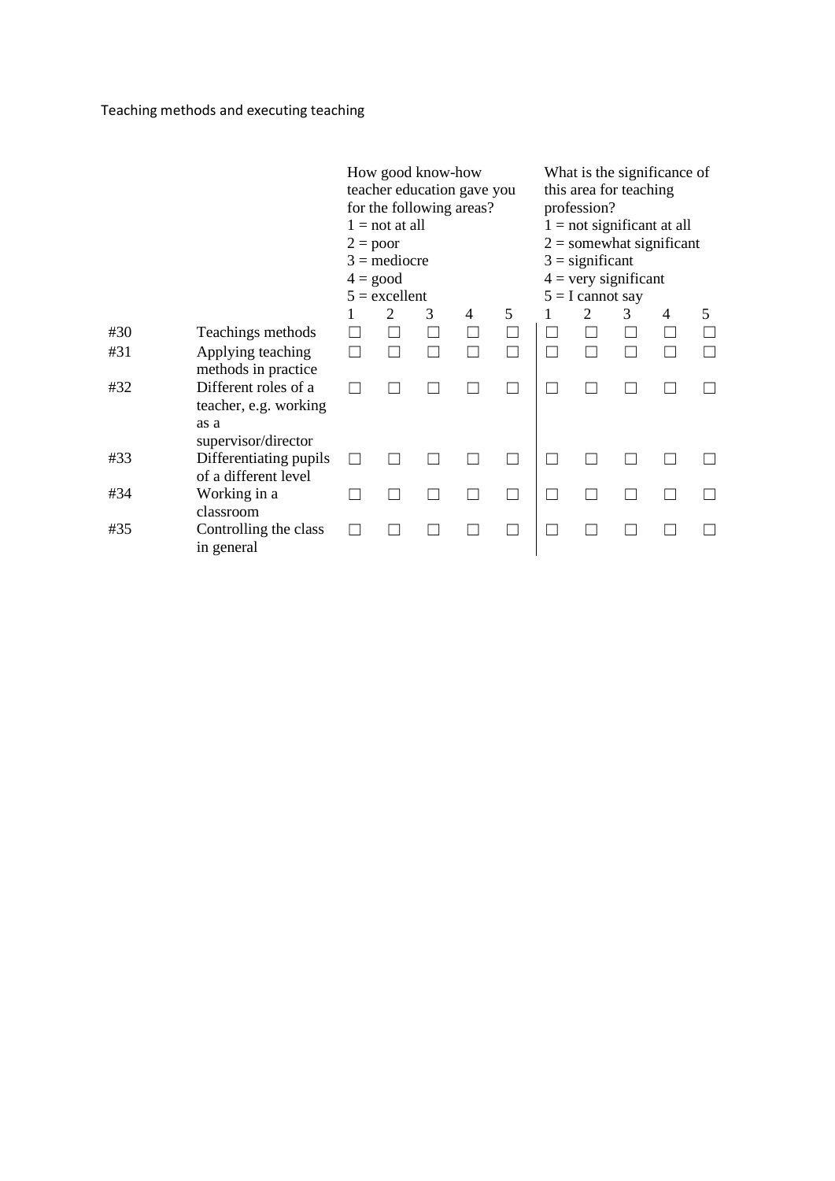Teaching methods and executing teaching

| | | How good know-how teacher education gave you for the following areas?<br>1 = not at all<br>2 = poor<br>3 = mediocre<br>4 = good<br>5 = excellent | | | | | What is the significance of this area for teaching profession?<br>1 = not significant at all<br>2 = somewhat significant<br>3 = significant<br>4 = very significant<br>5 = I cannot say | | | | |
|---|---|---|---|---|---|---|---|---|---|---|---|
| | | 1 | 2 | 3 | 4 | 5 | 1 | 2 | 3 | 4 | 5 |
| #30 | Teachings methods | ☐ | ☐ | ☐ | ☐ | ☐ | ☐ | ☐ | ☐ | ☐ | ☐ |
| #31 | Applying teaching methods in practice | ☐ | ☐ | ☐ | ☐ | ☐ | ☐ | ☐ | ☐ | ☐ | ☐ |
| #32 | Different roles of a teacher, e.g. working as a supervisor/director | ☐ | ☐ | ☐ | ☐ | ☐ | ☐ | ☐ | ☐ | ☐ | ☐ |
| #33 | Differentiating pupils of a different level | ☐ | ☐ | ☐ | ☐ | ☐ | ☐ | ☐ | ☐ | ☐ | ☐ |
| #34 | Working in a classroom | ☐ | ☐ | ☐ | ☐ | ☐ | ☐ | ☐ | ☐ | ☐ | ☐ |
| #35 | Controlling the class in general | ☐ | ☐ | ☐ | ☐ | ☐ | ☐ | ☐ | ☐ | ☐ | ☐ |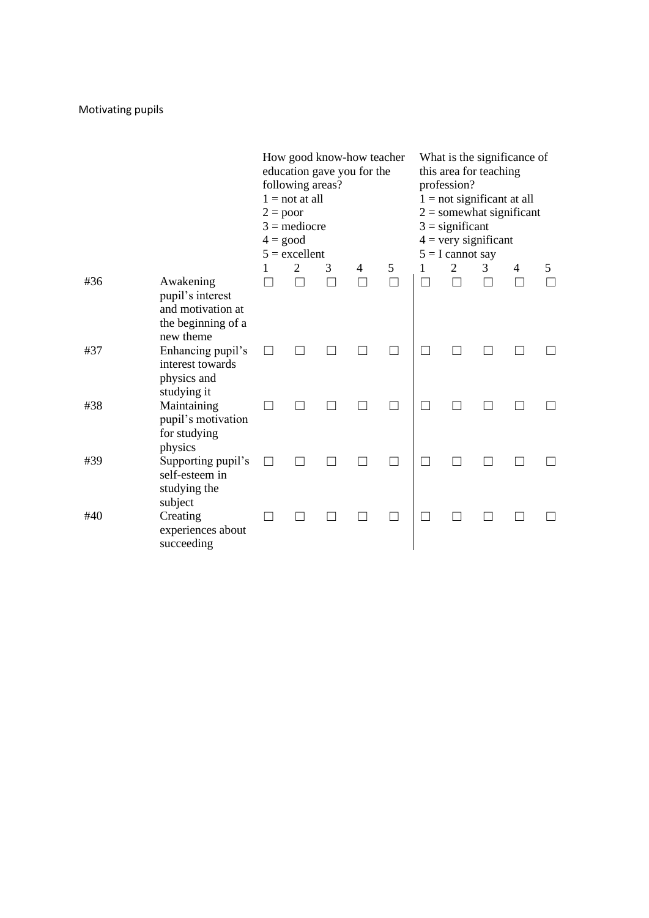Motivating pupils

| | | How good know-how teacher education gave you for the following areas? 1 = not at all 2 = poor 3 = mediocre 4 = good 5 = excellent | | | | | What is the significance of this area for teaching profession? 1 = not significant at all 2 = somewhat significant 3 = significant 4 = very significant 5 = I cannot say | | | | |
|---|---|---|---|---|---|---|---|---|---|---|---|
| | | 1 | 2 | 3 | 4 | 5 | 1 | 2 | 3 | 4 | 5 |
| #36 | Awakening pupil's interest and motivation at the beginning of a new theme | ☐ | ☐ | ☐ | ☐ | ☐ | ☐ | ☐ | ☐ | ☐ | ☐ |
| #37 | Enhancing pupil's interest towards physics and studying it | ☐ | ☐ | ☐ | ☐ | ☐ | ☐ | ☐ | ☐ | ☐ | ☐ |
| #38 | Maintaining pupil's motivation for studying physics | ☐ | ☐ | ☐ | ☐ | ☐ | ☐ | ☐ | ☐ | ☐ | ☐ |
| #39 | Supporting pupil's self-esteem in studying the subject | ☐ | ☐ | ☐ | ☐ | ☐ | ☐ | ☐ | ☐ | ☐ | ☐ |
| #40 | Creating experiences about succeeding | ☐ | ☐ | ☐ | ☐ | ☐ | ☐ | ☐ | ☐ | ☐ | ☐ |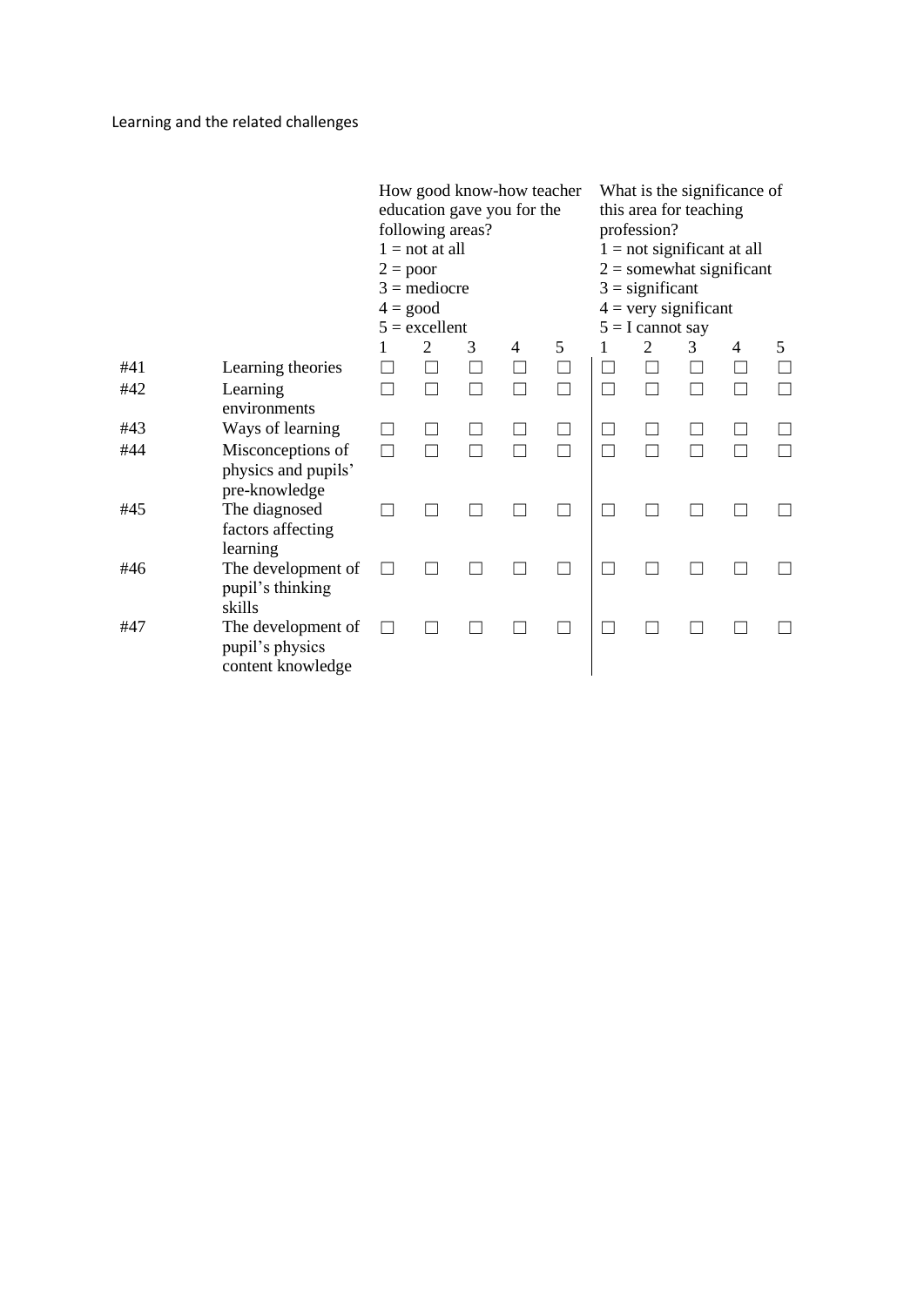Learning and the related challenges

| | | How good know-how teacher education gave you for the following areas?<br>1 = not at all<br>2 = poor<br>3 = mediocre<br>4 = good<br>5 = excellent | | | | | What is the significance of this area for teaching profession?<br>1 = not significant at all<br>2 = somewhat significant<br>3 = significant<br>4 = very significant<br>5 = I cannot say | | | | |
|---|---|---|---|---|---|---|---|---|---|---|---|
| | | 1 | 2 | 3 | 4 | 5 | 1 | 2 | 3 | 4 | 5 |
| #41 | Learning theories | ☐ | ☐ | ☐ | ☐ | ☐ | ☐ | ☐ | ☐ | ☐ | ☐ |
| #42 | Learning environments | ☐ | ☐ | ☐ | ☐ | ☐ | ☐ | ☐ | ☐ | ☐ | ☐ |
| #43 | Ways of learning | ☐ | ☐ | ☐ | ☐ | ☐ | ☐ | ☐ | ☐ | ☐ | ☐ |
| #44 | Misconceptions of physics and pupils' pre-knowledge | ☐ | ☐ | ☐ | ☐ | ☐ | ☐ | ☐ | ☐ | ☐ | ☐ |
| #45 | The diagnosed factors affecting learning | ☐ | ☐ | ☐ | ☐ | ☐ | ☐ | ☐ | ☐ | ☐ | ☐ |
| #46 | The development of pupil's thinking skills | ☐ | ☐ | ☐ | ☐ | ☐ | ☐ | ☐ | ☐ | ☐ | ☐ |
| #47 | The development of pupil's physics content knowledge | ☐ | ☐ | ☐ | ☐ | ☐ | ☐ | ☐ | ☐ | ☐ | ☐ |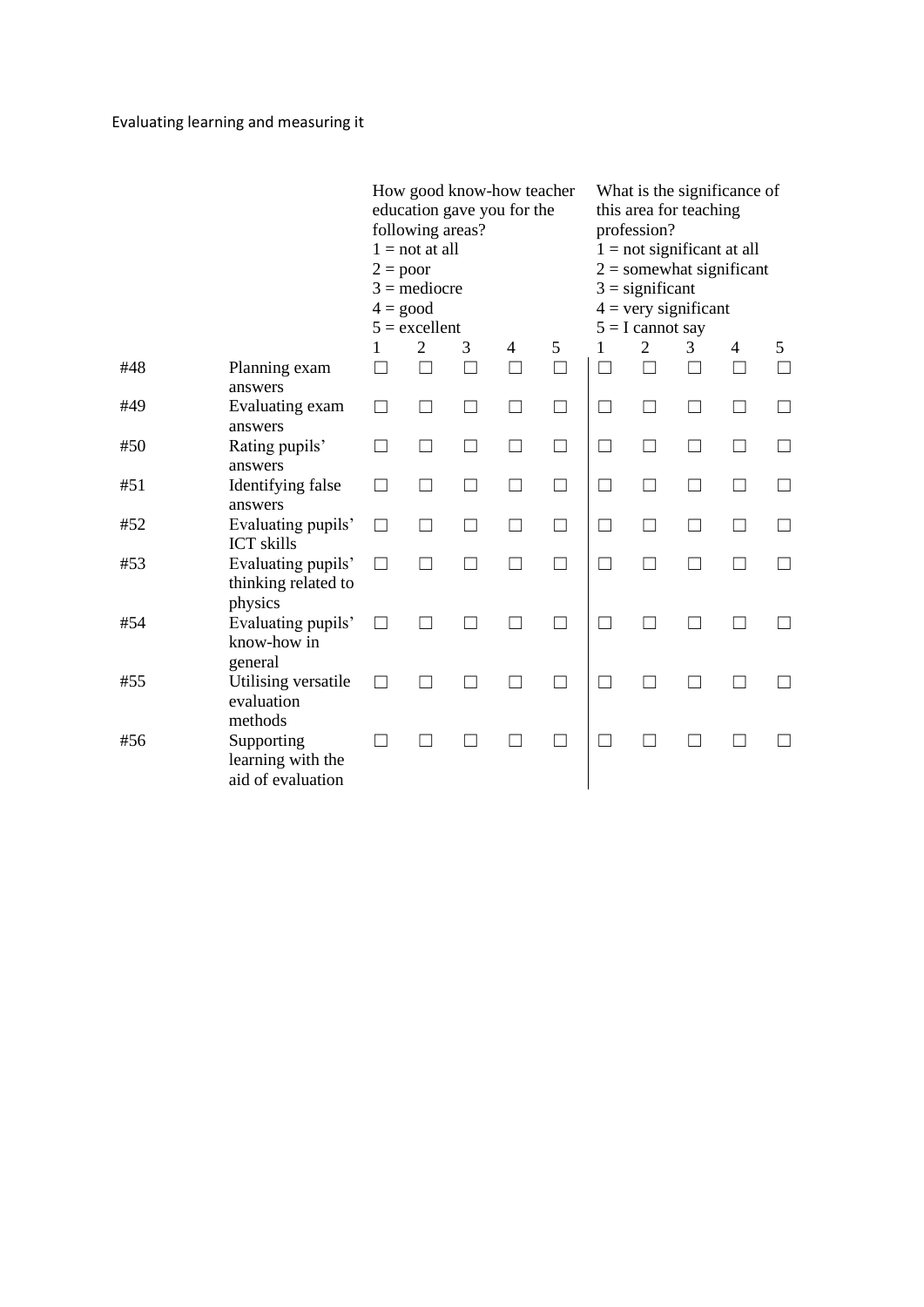Evaluating learning and measuring it

| | | How good know-how teacher education gave you for the following areas?<br>1 = not at all<br>2 = poor<br>3 = mediocre<br>4 = good<br>5 = excellent | | | | | What is the significance of this area for teaching profession?<br>1 = not significant at all<br>2 = somewhat significant<br>3 = significant<br>4 = very significant<br>5 = I cannot say | | | | |
|---|---|---|---|---|---|---|---|---|---|---|---|
| | | 1 | 2 | 3 | 4 | 5 | 1 | 2 | 3 | 4 | 5 |
| #48 | Planning exam answers | ☐ | ☐ | ☐ | ☐ | ☐ | ☐ | ☐ | ☐ | ☐ | ☐ |
| #49 | Evaluating exam answers | ☐ | ☐ | ☐ | ☐ | ☐ | ☐ | ☐ | ☐ | ☐ | ☐ |
| #50 | Rating pupils' answers | ☐ | ☐ | ☐ | ☐ | ☐ | ☐ | ☐ | ☐ | ☐ | ☐ |
| #51 | Identifying false answers | ☐ | ☐ | ☐ | ☐ | ☐ | ☐ | ☐ | ☐ | ☐ | ☐ |
| #52 | Evaluating pupils' ICT skills | ☐ | ☐ | ☐ | ☐ | ☐ | ☐ | ☐ | ☐ | ☐ | ☐ |
| #53 | Evaluating pupils' thinking related to physics | ☐ | ☐ | ☐ | ☐ | ☐ | ☐ | ☐ | ☐ | ☐ | ☐ |
| #54 | Evaluating pupils' know-how in general | ☐ | ☐ | ☐ | ☐ | ☐ | ☐ | ☐ | ☐ | ☐ | ☐ |
| #55 | Utilising versatile evaluation methods | ☐ | ☐ | ☐ | ☐ | ☐ | ☐ | ☐ | ☐ | ☐ | ☐ |
| #56 | Supporting learning with the aid of evaluation | ☐ | ☐ | ☐ | ☐ | ☐ | ☐ | ☐ | ☐ | ☐ | ☐ |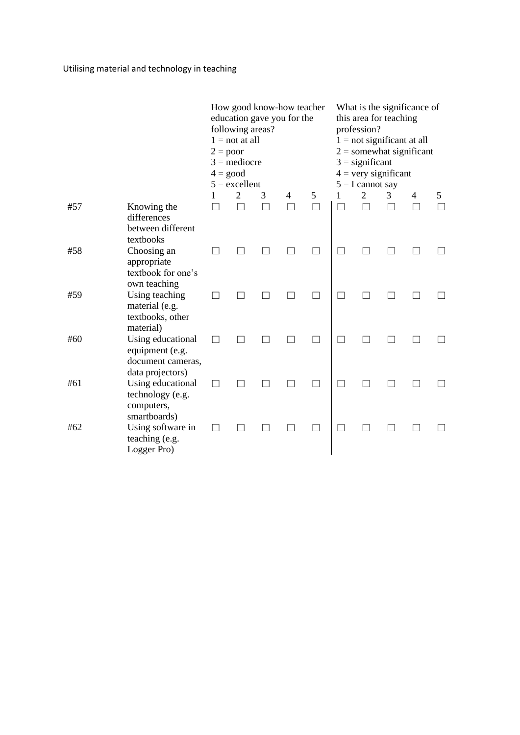Utilising material and technology in teaching

| | | How good know-how teacher education gave you for the following areas?<br>1 = not at all<br>2 = poor<br>3 = mediocre<br>4 = good<br>5 = excellent | | | | | What is the significance of this area for teaching profession?<br>1 = not significant at all<br>2 = somewhat significant<br>3 = significant<br>4 = very significant<br>5 = I cannot say | | | | |
|---|---|---|---|---|---|---|---|---|---|---|---|
| | | 1 | 2 | 3 | 4 | 5 | 1 | 2 | 3 | 4 | 5 |
| #57 | Knowing the differences between different textbooks | ☐ | ☐ | ☐ | ☐ | ☐ | ☐ | ☐ | ☐ | ☐ | ☐ |
| #58 | Choosing an appropriate textbook for one's own teaching | ☐ | ☐ | ☐ | ☐ | ☐ | ☐ | ☐ | ☐ | ☐ | ☐ |
| #59 | Using teaching material (e.g. textbooks, other material) | ☐ | ☐ | ☐ | ☐ | ☐ | ☐ | ☐ | ☐ | ☐ | ☐ |
| #60 | Using educational equipment (e.g. document cameras, data projectors) | ☐ | ☐ | ☐ | ☐ | ☐ | ☐ | ☐ | ☐ | ☐ | ☐ |
| #61 | Using educational technology (e.g. computers, smartboards) | ☐ | ☐ | ☐ | ☐ | ☐ | ☐ | ☐ | ☐ | ☐ | ☐ |
| #62 | Using software in teaching (e.g. Logger Pro) | ☐ | ☐ | ☐ | ☐ | ☐ | ☐ | ☐ | ☐ | ☐ | ☐ |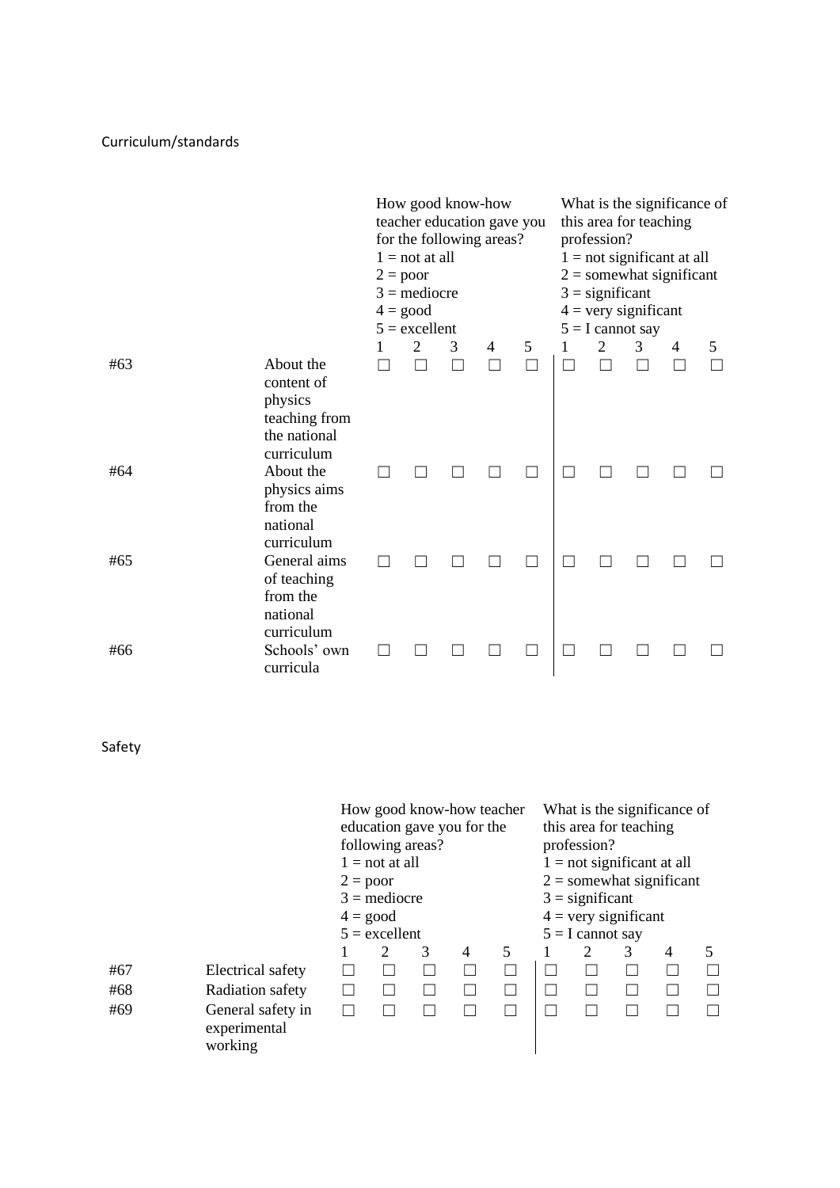Curriculum/standards

| | | How good know-how teacher education gave you for the following areas? 1 = not at all 2 = poor 3 = mediocre 4 = good 5 = excellent | | | | | What is the significance of this area for teaching profession? 1 = not significant at all 2 = somewhat significant 3 = significant 4 = very significant 5 = I cannot say | | | | |
|---|---|---|---|---|---|---|---|---|---|---|---|
| | | 1 | 2 | 3 | 4 | 5 | 1 | 2 | 3 | 4 | 5 |
| #63 | About the content of physics teaching from the national curriculum | ☐ | ☐ | ☐ | ☐ | ☐ | ☐ | ☐ | ☐ | ☐ | ☐ |
| #64 | About the physics aims from the national curriculum | ☐ | ☐ | ☐ | ☐ | ☐ | ☐ | ☐ | ☐ | ☐ | ☐ |
| #65 | General aims of teaching from the national curriculum | ☐ | ☐ | ☐ | ☐ | ☐ | ☐ | ☐ | ☐ | ☐ | ☐ |
| #66 | Schools' own curricula | ☐ | ☐ | ☐ | ☐ | ☐ | ☐ | ☐ | ☐ | ☐ | ☐ |

Safety

| | | How good know-how teacher education gave you for the following areas? 1 = not at all 2 = poor 3 = mediocre 4 = good 5 = excellent | | | | | What is the significance of this area for teaching profession? 1 = not significant at all 2 = somewhat significant 3 = significant 4 = very significant 5 = I cannot say | | | | |
|---|---|---|---|---|---|---|---|---|---|---|---|
| | | 1 | 2 | 3 | 4 | 5 | 1 | 2 | 3 | 4 | 5 |
| #67 | Electrical safety | ☐ | ☐ | ☐ | ☐ | ☐ | ☐ | ☐ | ☐ | ☐ | ☐ |
| #68 | Radiation safety | ☐ | ☐ | ☐ | ☐ | ☐ | ☐ | ☐ | ☐ | ☐ | ☐ |
| #69 | General safety in experimental working | ☐ | ☐ | ☐ | ☐ | ☐ | ☐ | ☐ | ☐ | ☐ | ☐ |